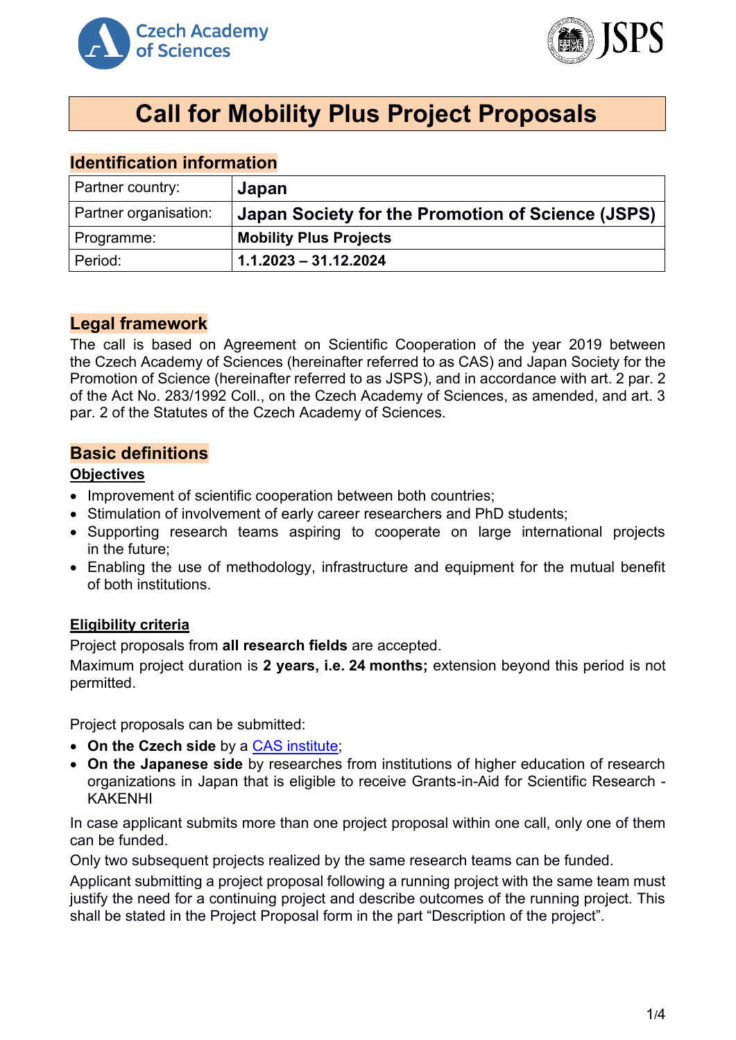# Call for Mobility Plus Project Proposals

## Identification information

| Partner country: | **Japan** |
|---|---|
| Partner organisation: | **Japan Society for the Promotion of Science (JSPS)** |
| Programme: | **Mobility Plus Projects** |
| Period: | **1.1.2023 – 31.12.2024** |

## Legal framework

The call is based on Agreement on Scientific Cooperation of the year 2019 between the Czech Academy of Sciences (hereinafter referred to as CAS) and Japan Society for the Promotion of Science (hereinafter referred to as JSPS), and in accordance with art. 2 par. 2 of the Act No. 283/1992 Coll., on the Czech Academy of Sciences, as amended, and art. 3 par. 2 of the Statutes of the Czech Academy of Sciences.

## Basic definitions

### Objectives

- Improvement of scientific cooperation between both countries;
- Stimulation of involvement of early career researchers and PhD students;
- Supporting research teams aspiring to cooperate on large international projects in the future;
- Enabling the use of methodology, infrastructure and equipment for the mutual benefit of both institutions.

### Eligibility criteria

Project proposals from **all research fields** are accepted.

Maximum project duration is **2 years, i.e. 24 months;** extension beyond this period is not permitted.

Project proposals can be submitted:

- **On the Czech side** by a CAS institute;
- **On the Japanese side** by researches from institutions of higher education of research organizations in Japan that is eligible to receive Grants-in-Aid for Scientific Research - KAKENHI

In case applicant submits more than one project proposal within one call, only one of them can be funded.

Only two subsequent projects realized by the same research teams can be funded.

Applicant submitting a project proposal following a running project with the same team must justify the need for a continuing project and describe outcomes of the running project. This shall be stated in the Project Proposal form in the part "Description of the project".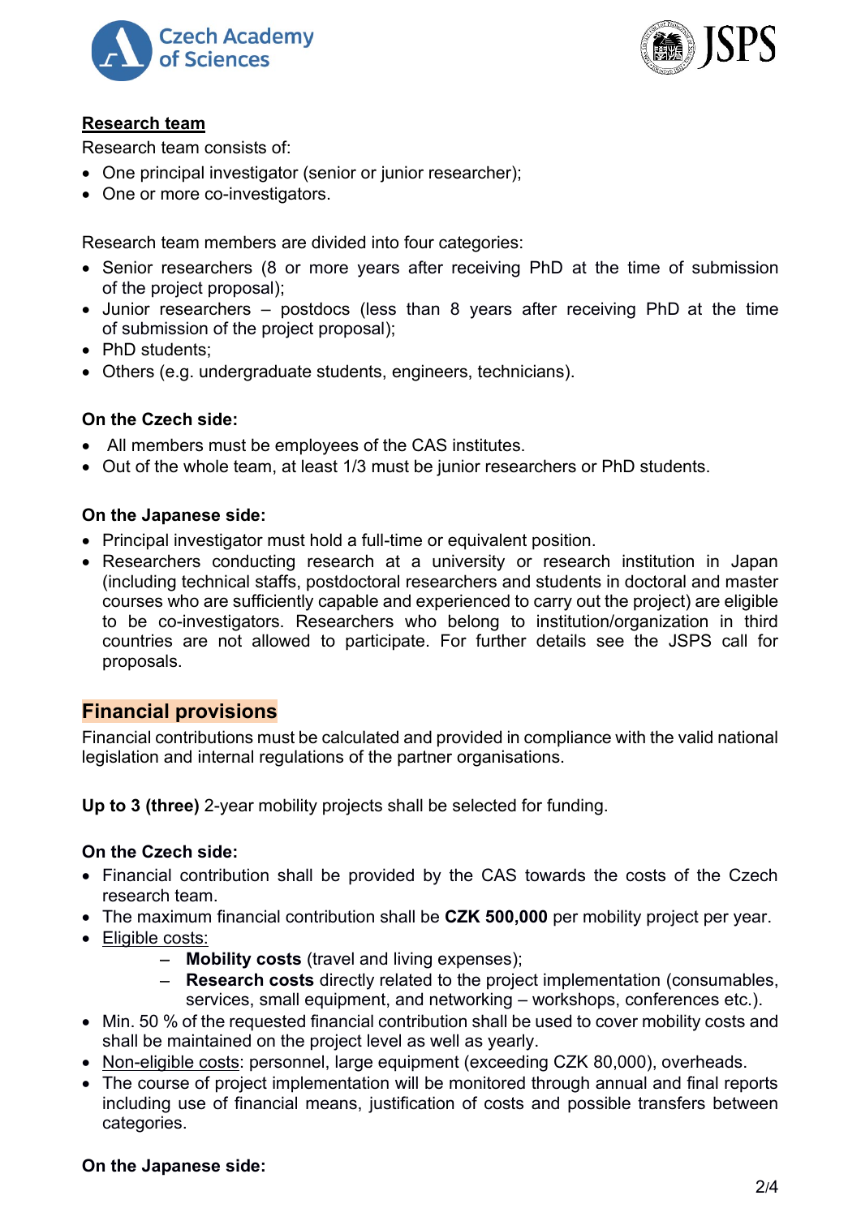## Research team

Research team consists of:

- One principal investigator (senior or junior researcher);
- One or more co-investigators.

Research team members are divided into four categories:

- Senior researchers (8 or more years after receiving PhD at the time of submission of the project proposal);
- Junior researchers – postdocs (less than 8 years after receiving PhD at the time of submission of the project proposal);
- PhD students;
- Others (e.g. undergraduate students, engineers, technicians).

**On the Czech side:**

- All members must be employees of the CAS institutes.
- Out of the whole team, at least 1/3 must be junior researchers or PhD students.

**On the Japanese side:**

- Principal investigator must hold a full-time or equivalent position.
- Researchers conducting research at a university or research institution in Japan (including technical staffs, postdoctoral researchers and students in doctoral and master courses who are sufficiently capable and experienced to carry out the project) are eligible to be co-investigators. Researchers who belong to institution/organization in third countries are not allowed to participate. For further details see the JSPS call for proposals.

## Financial provisions

Financial contributions must be calculated and provided in compliance with the valid national legislation and internal regulations of the partner organisations.

**Up to 3 (three)** 2-year mobility projects shall be selected for funding.

**On the Czech side:**

- Financial contribution shall be provided by the CAS towards the costs of the Czech research team.
- The maximum financial contribution shall be **CZK 500,000** per mobility project per year.
- Eligible costs:
  - **Mobility costs** (travel and living expenses);
  - **Research costs** directly related to the project implementation (consumables, services, small equipment, and networking – workshops, conferences etc.).
- Min. 50 % of the requested financial contribution shall be used to cover mobility costs and shall be maintained on the project level as well as yearly.
- Non-eligible costs: personnel, large equipment (exceeding CZK 80,000), overheads.
- The course of project implementation will be monitored through annual and final reports including use of financial means, justification of costs and possible transfers between categories.

**On the Japanese side:**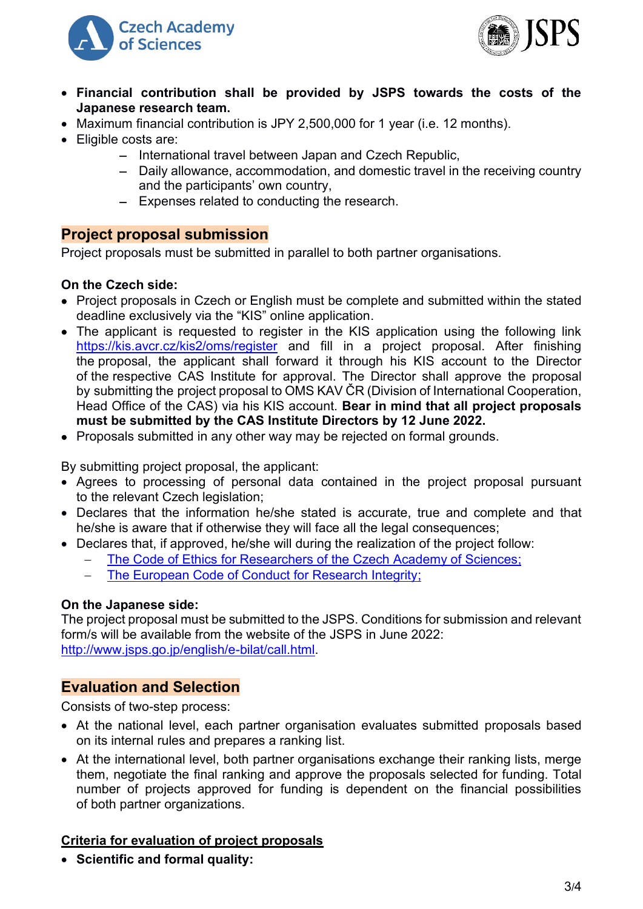- **Financial contribution shall be provided by JSPS towards the costs of the Japanese research team.**
- Maximum financial contribution is JPY 2,500,000 for 1 year (i.e. 12 months).
- Eligible costs are:
  - International travel between Japan and Czech Republic,
  - Daily allowance, accommodation, and domestic travel in the receiving country and the participants' own country,
  - Expenses related to conducting the research.

## Project proposal submission

Project proposals must be submitted in parallel to both partner organisations.

**On the Czech side:**

- Project proposals in Czech or English must be complete and submitted within the stated deadline exclusively via the "KIS" online application.
- The applicant is requested to register in the KIS application using the following link [https://kis.avcr.cz/kis2/oms/register](https://kis.avcr.cz/kis2/oms/register) and fill in a project proposal. After finishing the proposal, the applicant shall forward it through his KIS account to the Director of the respective CAS Institute for approval. The Director shall approve the proposal by submitting the project proposal to OMS KAV ČR (Division of International Cooperation, Head Office of the CAS) via his KIS account. **Bear in mind that all project proposals must be submitted by the CAS Institute Directors by 12 June 2022.**
- Proposals submitted in any other way may be rejected on formal grounds.

By submitting project proposal, the applicant:

- Agrees to processing of personal data contained in the project proposal pursuant to the relevant Czech legislation;
- Declares that the information he/she stated is accurate, true and complete and that he/she is aware that if otherwise they will face all the legal consequences;
- Declares that, if approved, he/she will during the realization of the project follow:
  - The Code of Ethics for Researchers of the Czech Academy of Sciences;
  - The European Code of Conduct for Research Integrity;

**On the Japanese side:**

The project proposal must be submitted to the JSPS. Conditions for submission and relevant form/s will be available from the website of the JSPS in June 2022: [http://www.jsps.go.jp/english/e-bilat/call.html](http://www.jsps.go.jp/english/e-bilat/call.html).

## Evaluation and Selection

Consists of two-step process:

- At the national level, each partner organisation evaluates submitted proposals based on its internal rules and prepares a ranking list.
- At the international level, both partner organisations exchange their ranking lists, merge them, negotiate the final ranking and approve the proposals selected for funding. Total number of projects approved for funding is dependent on the financial possibilities of both partner organizations.

### Criteria for evaluation of project proposals

- **Scientific and formal quality:**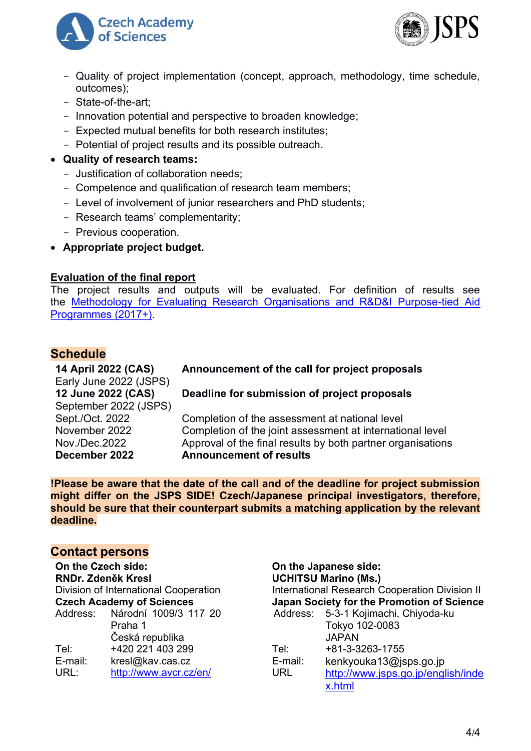- Quality of project implementation (concept, approach, methodology, time schedule, outcomes);
- State-of-the-art;
- Innovation potential and perspective to broaden knowledge;
- Expected mutual benefits for both research institutes;
- Potential of project results and its possible outreach.

- **Quality of research teams:**
  - Justification of collaboration needs;
  - Competence and qualification of research team members;
  - Level of involvement of junior researchers and PhD students;
  - Research teams' complementarity;
  - Previous cooperation.
- **Appropriate project budget.**

**Evaluation of the final report**

The project results and outputs will be evaluated. For definition of results see the [Methodology for Evaluating Research Organisations and R&D&I Purpose-tied Aid Programmes (2017+)](#).

## Schedule

| | |
|---|---|
| **14 April 2022 (CAS)** Early June 2022 (JSPS) | **Announcement of the call for project proposals** |
| **12 June 2022 (CAS)** September 2022 (JSPS) | **Deadline for submission of project proposals** |
| Sept./Oct. 2022 | Completion of the assessment at national level |
| November 2022 | Completion of the joint assessment at international level |
| Nov./Dec.2022 | Approval of the final results by both partner organisations |
| **December 2022** | **Announcement of results** |

**!Please be aware that the date of the call and of the deadline for project submission might differ on the JSPS SIDE! Czech/Japanese principal investigators, therefore, should be sure that their counterpart submits a matching application by the relevant deadline.**

## Contact persons

**On the Czech side:**
**RNDr. Zdeněk Kresl**
Division of International Cooperation
**Czech Academy of Sciences**
Address: Národní 1009/3 117 20
Praha 1
Česká republika
Tel: +420 221 403 299
E-mail: kresl@kav.cas.cz
URL: http://www.avcr.cz/en/

**On the Japanese side:**
**UCHITSU Marino (Ms.)**
International Research Cooperation Division II
**Japan Society for the Promotion of Science**
Address: 5-3-1 Kojimachi, Chiyoda-ku
Tokyo 102-0083
JAPAN
Tel: +81-3-3263-1755
E-mail: kenkyouka13@jsps.go.jp
URL http://www.jsps.go.jp/english/index.html